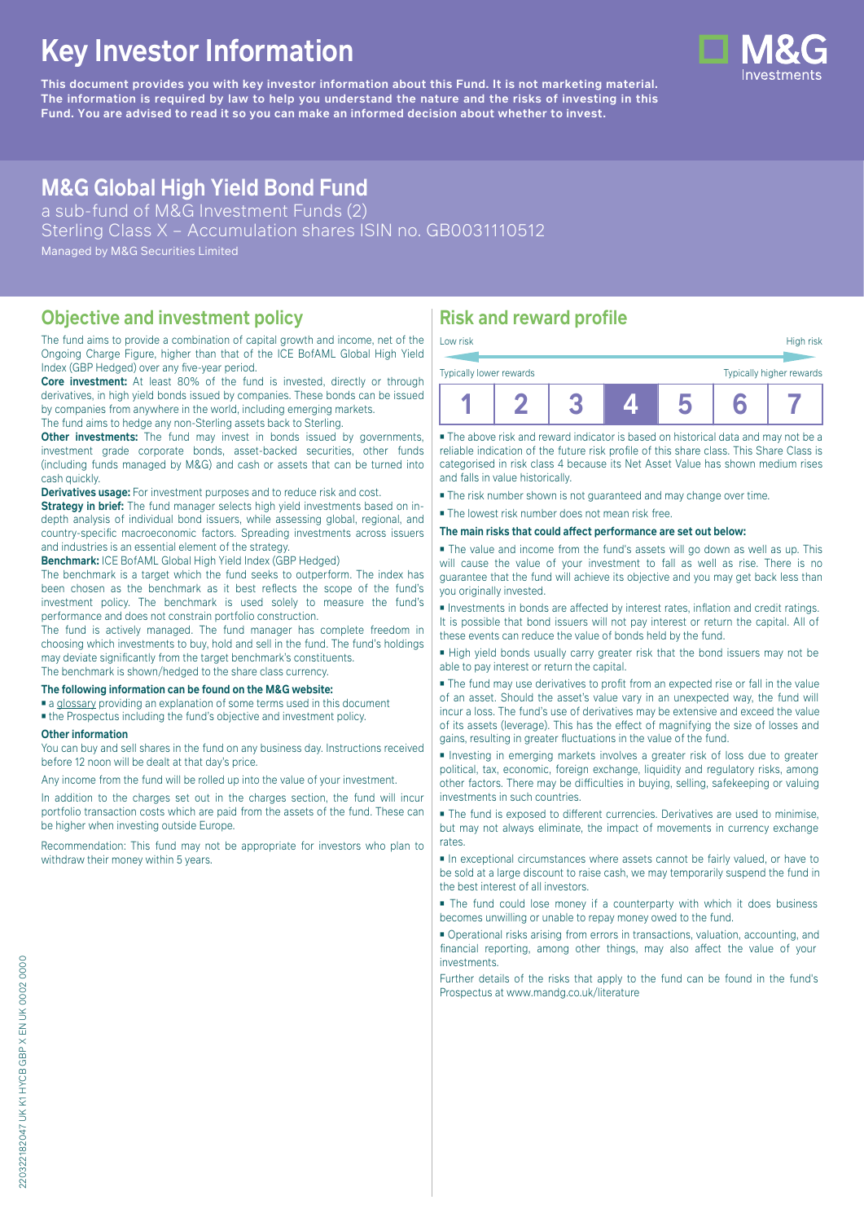# Key Investor Information

**This document provides you with key investor information about this Fund. It is not marketing material. The information is required by law to help you understand the nature and the risks of investing in this Fund. You are advised to read it so you can make an informed decision about whether to invest.**

## M&G Global High Yield Bond Fund

a sub-fund of M&G Investment Funds (2)
Sterling Class X – Accumulation shares ISIN no. GB0031110512
Managed by M&G Securities Limited

## Objective and investment policy

The fund aims to provide a combination of capital growth and income, net of the Ongoing Charge Figure, higher than that of the ICE BofAML Global High Yield Index (GBP Hedged) over any five-year period.

**Core investment:** At least 80% of the fund is invested, directly or through derivatives, in high yield bonds issued by companies. These bonds can be issued by companies from anywhere in the world, including emerging markets.

The fund aims to hedge any non-Sterling assets back to Sterling.

**Other investments:** The fund may invest in bonds issued by governments, investment grade corporate bonds, asset-backed securities, other funds (including funds managed by M&G) and cash or assets that can be turned into cash quickly.

**Derivatives usage:** For investment purposes and to reduce risk and cost.

**Strategy in brief:** The fund manager selects high yield investments based on in-depth analysis of individual bond issuers, while assessing global, regional, and country-specific macroeconomic factors. Spreading investments across issuers and industries is an essential element of the strategy.

**Benchmark:** ICE BofAML Global High Yield Index (GBP Hedged)

The benchmark is a target which the fund seeks to outperform. The index has been chosen as the benchmark as it best reflects the scope of the fund's investment policy. The benchmark is used solely to measure the fund's performance and does not constrain portfolio construction.

The fund is actively managed. The fund manager has complete freedom in choosing which investments to buy, hold and sell in the fund. The fund's holdings may deviate significantly from the target benchmark's constituents.

The benchmark is shown/hedged to the share class currency.

**The following information can be found on the M&G website:**

- a glossary providing an explanation of some terms used in this document
- the Prospectus including the fund's objective and investment policy.

**Other information**

You can buy and sell shares in the fund on any business day. Instructions received before 12 noon will be dealt at that day's price.

Any income from the fund will be rolled up into the value of your investment.

In addition to the charges set out in the charges section, the fund will incur portfolio transaction costs which are paid from the assets of the fund. These can be higher when investing outside Europe.

Recommendation: This fund may not be appropriate for investors who plan to withdraw their money within 5 years.

## Risk and reward profile

Low risk — High risk

Typically lower rewards — Typically higher rewards

| 1 | 2 | 3 | **4** | 5 | 6 | 7 |
|---|---|---|---|---|---|---|

- The above risk and reward indicator is based on historical data and may not be a reliable indication of the future risk profile of this share class. This Share Class is categorised in risk class 4 because its Net Asset Value has shown medium rises and falls in value historically.
- The risk number shown is not guaranteed and may change over time.
- The lowest risk number does not mean risk free.

**The main risks that could affect performance are set out below:**

- The value and income from the fund's assets will go down as well as up. This will cause the value of your investment to fall as well as rise. There is no guarantee that the fund will achieve its objective and you may get back less than you originally invested.
- Investments in bonds are affected by interest rates, inflation and credit ratings. It is possible that bond issuers will not pay interest or return the capital. All of these events can reduce the value of bonds held by the fund.
- High yield bonds usually carry greater risk that the bond issuers may not be able to pay interest or return the capital.
- The fund may use derivatives to profit from an expected rise or fall in the value of an asset. Should the asset's value vary in an unexpected way, the fund will incur a loss. The fund's use of derivatives may be extensive and exceed the value of its assets (leverage). This has the effect of magnifying the size of losses and gains, resulting in greater fluctuations in the value of the fund.
- Investing in emerging markets involves a greater risk of loss due to greater political, tax, economic, foreign exchange, liquidity and regulatory risks, among other factors. There may be difficulties in buying, selling, safekeeping or valuing investments in such countries.
- The fund is exposed to different currencies. Derivatives are used to minimise, but may not always eliminate, the impact of movements in currency exchange rates.
- In exceptional circumstances where assets cannot be fairly valued, or have to be sold at a large discount to raise cash, we may temporarily suspend the fund in the best interest of all investors.
- The fund could lose money if a counterparty with which it does business becomes unwilling or unable to repay money owed to the fund.
- Operational risks arising from errors in transactions, valuation, accounting, and financial reporting, among other things, may also affect the value of your investments.

Further details of the risks that apply to the fund can be found in the fund's Prospectus at www.mandg.co.uk/literature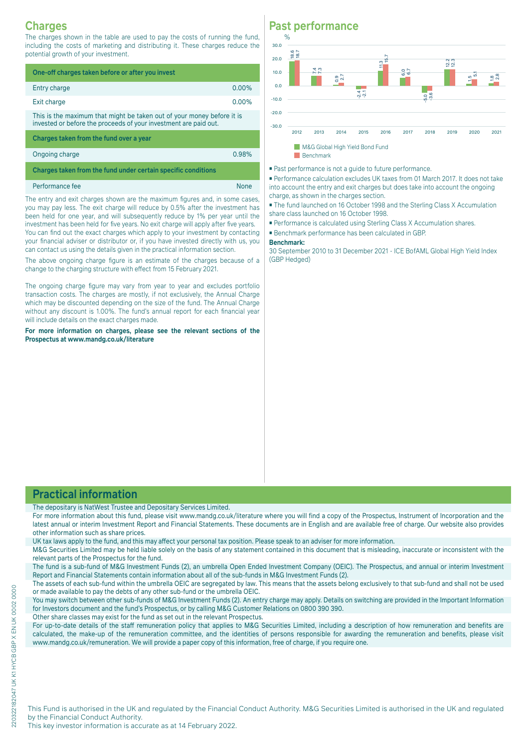## Charges

The charges shown in the table are used to pay the costs of running the fund, including the costs of marketing and distributing it. These charges reduce the potential growth of your investment.

| One-off charges taken before or after you invest | |
|---|---|
| Entry charge | 0.00% |
| Exit charge | 0.00% |
| This is the maximum that might be taken out of your money before it is invested or before the proceeds of your investment are paid out. | |
| **Charges taken from the fund over a year** | |
| Ongoing charge | 0.98% |
| **Charges taken from the fund under certain specific conditions** | |
| Performance fee | None |

The entry and exit charges shown are the maximum figures and, in some cases, you may pay less. The exit charge will reduce by 0.5% after the investment has been held for one year, and will subsequently reduce by 1% per year until the investment has been held for five years. No exit charge will apply after five years. You can find out the exact charges which apply to your investment by contacting your financial adviser or distributor or, if you have invested directly with us, you can contact us using the details given in the practical information section.

The above ongoing charge figure is an estimate of the charges because of a change to the charging structure with effect from 15 February 2021.

The ongoing charge figure may vary from year to year and excludes portfolio transaction costs. The charges are mostly, if not exclusively, the Annual Charge which may be discounted depending on the size of the fund. The Annual Charge without any discount is 1.00%. The fund's annual report for each financial year will include details on the exact charges made.

**For more information on charges, please see the relevant sections of the Prospectus at www.mandg.co.uk/literature**

## Past performance

%
30.0
20.0
10.0
0.0
-10.0
-20.0
-30.0

2012: 18.6, 18.7
2013: 7.4, 7.3
2014: 0.9, 2.7
2015: -2.4, -2.1
2016: 11.3, 15.7
2017: 6.0, 6.7
2018: -5.0, -3.6
2019: 12.2, 12.3
2020: 1.5, 5.1
2021: 1.8, 2.8

M&G Global High Yield Bond Fund
Benchmark

- Past performance is not a guide to future performance.
- Performance calculation excludes UK taxes from 01 March 2017. It does not take into account the entry and exit charges but does take into account the ongoing charge, as shown in the charges section.
- The fund launched on 16 October 1998 and the Sterling Class X Accumulation share class launched on 16 October 1998.
- Performance is calculated using Sterling Class X Accumulation shares.
- Benchmark performance has been calculated in GBP.

**Benchmark:**
30 September 2010 to 31 December 2021 - ICE BofAML Global High Yield Index (GBP Hedged)

## Practical information

The depositary is NatWest Trustee and Depositary Services Limited.

For more information about this fund, please visit www.mandg.co.uk/literature where you will find a copy of the Prospectus, Instrument of Incorporation and the latest annual or interim Investment Report and Financial Statements. These documents are in English and are available free of charge. Our website also provides other information such as share prices.

UK tax laws apply to the fund, and this may affect your personal tax position. Please speak to an adviser for more information.

M&G Securities Limited may be held liable solely on the basis of any statement contained in this document that is misleading, inaccurate or inconsistent with the relevant parts of the Prospectus for the fund.

The fund is a sub-fund of M&G Investment Funds (2), an umbrella Open Ended Investment Company (OEIC). The Prospectus, and annual or interim Investment Report and Financial Statements contain information about all of the sub-funds in M&G Investment Funds (2).

The assets of each sub-fund within the umbrella OEIC are segregated by law. This means that the assets belong exclusively to that sub-fund and shall not be used or made available to pay the debts of any other sub-fund or the umbrella OEIC.

You may switch between other sub-funds of M&G Investment Funds (2). An entry charge may apply. Details on switching are provided in the Important Information for Investors document and the fund's Prospectus, or by calling M&G Customer Relations on 0800 390 390.

Other share classes may exist for the fund as set out in the relevant Prospectus.

For up-to-date details of the staff remuneration policy that applies to M&G Securities Limited, including a description of how remuneration and benefits are calculated, the make-up of the remuneration committee, and the identities of persons responsible for awarding the remuneration and benefits, please visit www.mandg.co.uk/remuneration. We will provide a paper copy of this information, free of charge, if you require one.

This Fund is authorised in the UK and regulated by the Financial Conduct Authority. M&G Securities Limited is authorised in the UK and regulated by the Financial Conduct Authority.
This key investor information is accurate as at 14 February 2022.